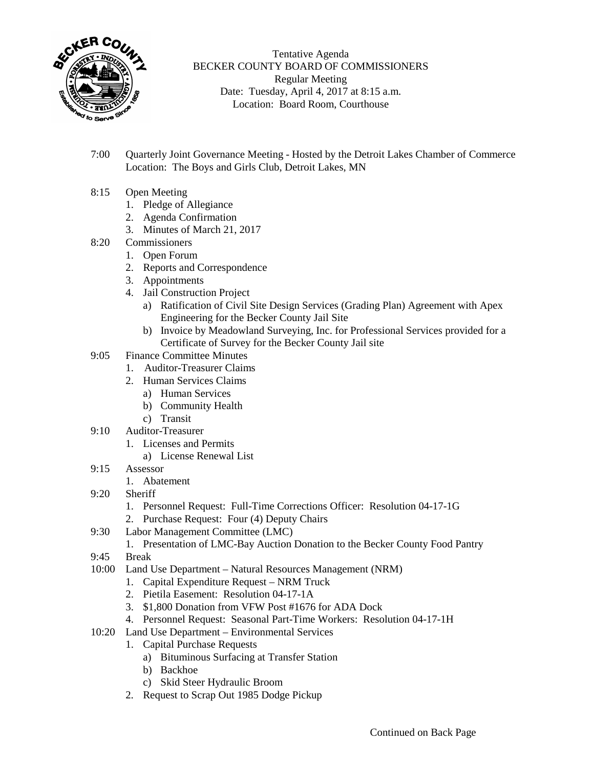Tentative Agenda
BECKER COUNTY BOARD OF COMMISSIONERS
Regular Meeting
Date: Tuesday, April 4, 2017 at 8:15 a.m.
Location: Board Room, Courthouse

7:00 Quarterly Joint Governance Meeting - Hosted by the Detroit Lakes Chamber of Commerce
Location: The Boys and Girls Club, Detroit Lakes, MN

8:15 Open Meeting
1. Pledge of Allegiance
2. Agenda Confirmation
3. Minutes of March 21, 2017

8:20 Commissioners
1. Open Forum
2. Reports and Correspondence
3. Appointments
4. Jail Construction Project
   a) Ratification of Civil Site Design Services (Grading Plan) Agreement with Apex Engineering for the Becker County Jail Site
   b) Invoice by Meadowland Surveying, Inc. for Professional Services provided for a Certificate of Survey for the Becker County Jail site

9:05 Finance Committee Minutes
1. Auditor-Treasurer Claims
2. Human Services Claims
   a) Human Services
   b) Community Health
   c) Transit

9:10 Auditor-Treasurer
1. Licenses and Permits
   a) License Renewal List

9:15 Assessor
1. Abatement

9:20 Sheriff
1. Personnel Request: Full-Time Corrections Officer: Resolution 04-17-1G
2. Purchase Request: Four (4) Deputy Chairs

9:30 Labor Management Committee (LMC)
1. Presentation of LMC-Bay Auction Donation to the Becker County Food Pantry

9:45 Break

10:00 Land Use Department – Natural Resources Management (NRM)
1. Capital Expenditure Request – NRM Truck
2. Pietila Easement: Resolution 04-17-1A
3. $1,800 Donation from VFW Post #1676 for ADA Dock
4. Personnel Request: Seasonal Part-Time Workers: Resolution 04-17-1H

10:20 Land Use Department – Environmental Services
1. Capital Purchase Requests
   a) Bituminous Surfacing at Transfer Station
   b) Backhoe
   c) Skid Steer Hydraulic Broom
2. Request to Scrap Out 1985 Dodge Pickup

Continued on Back Page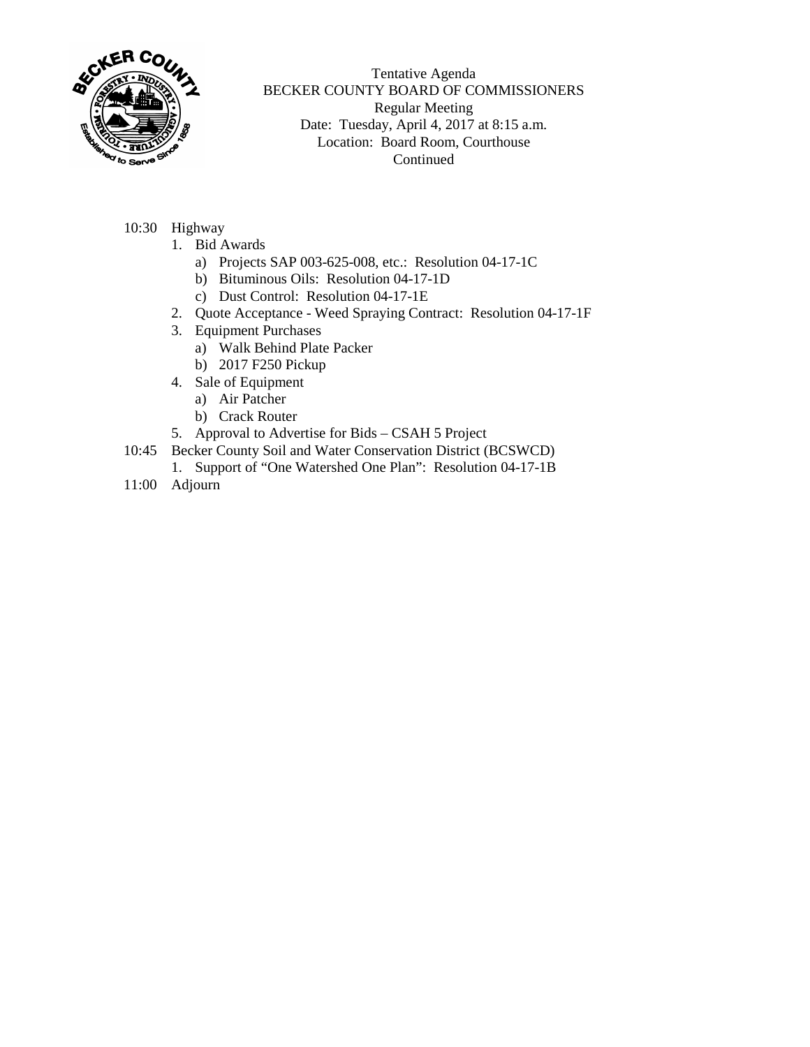Tentative Agenda
BECKER COUNTY BOARD OF COMMISSIONERS
Regular Meeting
Date: Tuesday, April 4, 2017 at 8:15 a.m.
Location: Board Room, Courthouse
Continued

10:30 Highway
1. Bid Awards
   a) Projects SAP 003-625-008, etc.: Resolution 04-17-1C
   b) Bituminous Oils: Resolution 04-17-1D
   c) Dust Control: Resolution 04-17-1E
2. Quote Acceptance - Weed Spraying Contract: Resolution 04-17-1F
3. Equipment Purchases
   a) Walk Behind Plate Packer
   b) 2017 F250 Pickup
4. Sale of Equipment
   a) Air Patcher
   b) Crack Router
5. Approval to Advertise for Bids – CSAH 5 Project

10:45 Becker County Soil and Water Conservation District (BCSWCD)
1. Support of "One Watershed One Plan": Resolution 04-17-1B

11:00 Adjourn